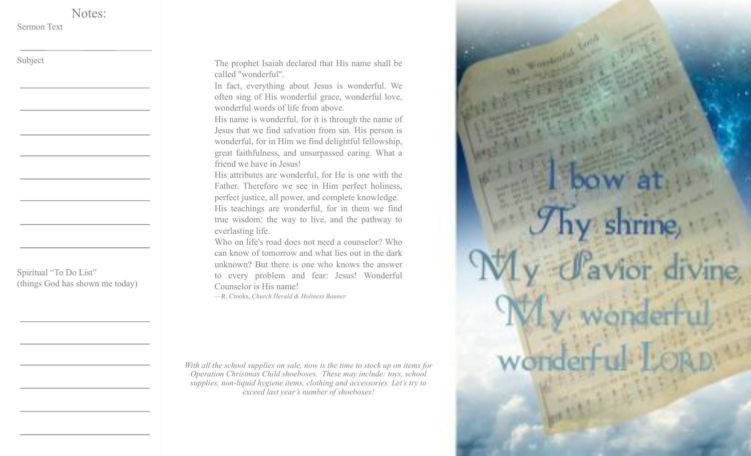## Notes:

Sermon Text

___________________________

Subject

___________________________

___________________________

___________________________

___________________________

___________________________

___________________________

___________________________

___________________________

Spiritual "To Do List"
(things God has shown me today)

___________________________

___________________________

___________________________

___________________________

___________________________

___________________________

The prophet Isaiah declared that His name shall be called "wonderful".

In fact, everything about Jesus is wonderful. We often sing of His wonderful grace, wonderful love, wonderful words of life from above.

His name is wonderful, for it is through the name of Jesus that we find salvation from sin. His person is wonderful, for in Him we find delightful fellowship, great faithfulness, and unsurpassed caring. What a friend we have in Jesus!

His attributes are wonderful, for He is one with the Father. Therefore we see in Him perfect holiness, perfect justice, all power, and complete knowledge.

His teachings are wonderful, for in them we find true wisdom: the way to live, and the pathway to everlasting life.

Who on life's road does not need a counselor? Who can know of tomorrow and what lies out in the dark unknown? But there is one who knows the answer to every problem and fear: Jesus! Wonderful Counselor is His name!

—R. Crooks, *Church Herald & Holiness Banner*

*With all the school supplies on sale, now is the time to stock up on items for Operation Christmas Child shoeboxes. These may include: toys, school supplies, non-liquid hygiene items, clothing and accessories. Let's try to exceed last year's number of shoeboxes!*

I bow at Thy shrine,
My Savior divine,
My wonderful
wonderful LORD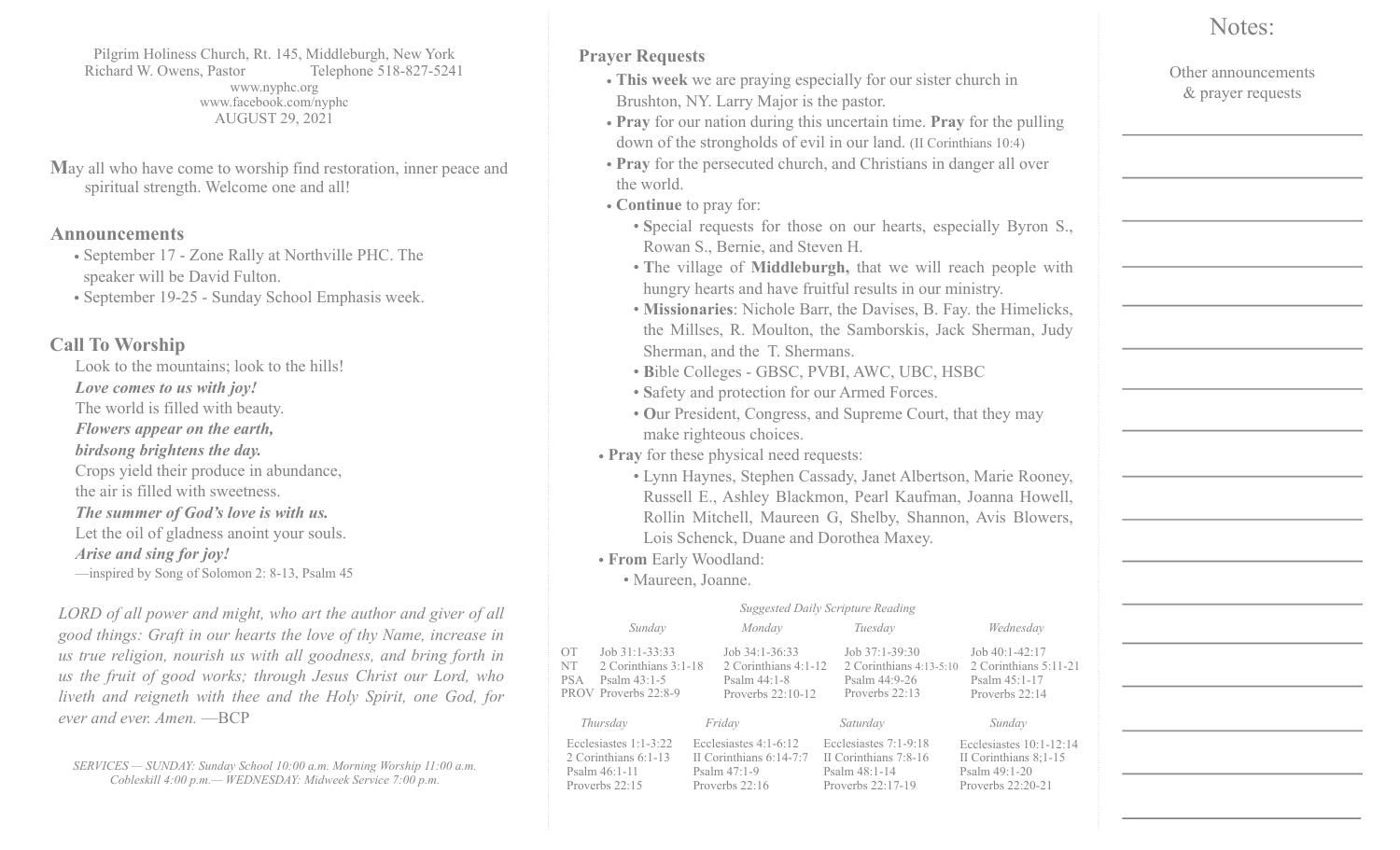Pilgrim Holiness Church, Rt. 145, Middleburgh, New York
Richard W. Owens, Pastor Telephone 518-827-5241
www.nyphc.org
www.facebook.com/nyphc
AUGUST 29, 2021

**M**ay all who have come to worship find restoration, inner peace and spiritual strength. Welcome one and all!

## Announcements

- September 17 - Zone Rally at Northville PHC. The speaker will be David Fulton.
- September 19-25 - Sunday School Emphasis week.

## Call To Worship

Look to the mountains; look to the hills!
***Love comes to us with joy!***
The world is filled with beauty.
***Flowers appear on the earth,***
***birdsong brightens the day.***
Crops yield their produce in abundance,
the air is filled with sweetness.
***The summer of God's love is with us.***
Let the oil of gladness anoint your souls.
***Arise and sing for joy!***
—inspired by Song of Solomon 2: 8-13, Psalm 45

*LORD of all power and might, who art the author and giver of all good things: Graft in our hearts the love of thy Name, increase in us true religion, nourish us with all goodness, and bring forth in us the fruit of good works; through Jesus Christ our Lord, who liveth and reigneth with thee and the Holy Spirit, one God, for ever and ever. Amen.* —BCP

*SERVICES — SUNDAY: Sunday School 10:00 a.m. Morning Worship 11:00 a.m. Cobleskill 4:00 p.m.— WEDNESDAY: Midweek Service 7:00 p.m.*

## Prayer Requests

- **This week** we are praying especially for our sister church in Brushton, NY. Larry Major is the pastor.
- **Pray** for our nation during this uncertain time. **Pray** for the pulling down of the strongholds of evil in our land. (II Corinthians 10:4)
- **Pray** for the persecuted church, and Christians in danger all over the world.
- **Continue** to pray for:
  - **S**pecial requests for those on our hearts, especially Byron S., Rowan S., Bernie, and Steven H.
  - **T**he village of **Middleburgh,** that we will reach people with hungry hearts and have fruitful results in our ministry.
  - **Missionaries**: Nichole Barr, the Davises, B. Fay. the Himelicks, the Millses, R. Moulton, the Samborskis, Jack Sherman, Judy Sherman, and the T. Shermans.
  - **B**ible Colleges - GBSC, PVBI, AWC, UBC, HSBC
  - **S**afety and protection for our Armed Forces.
  - **O**ur President, Congress, and Supreme Court, that they may make righteous choices.
- **Pray** for these physical need requests:
  - Lynn Haynes, Stephen Cassady, Janet Albertson, Marie Rooney, Russell E., Ashley Blackmon, Pearl Kaufman, Joanna Howell, Rollin Mitchell, Maureen G, Shelby, Shannon, Avis Blowers, Lois Schenck, Duane and Dorothea Maxey.
- **From** Early Woodland:
  - Maureen, Joanne.

*Suggested Daily Scripture Reading*

| | *Sunday* | *Monday* | *Tuesday* | *Wednesday* |
|---|---|---|---|---|
| OT | Job 31:1-33:33 | Job 34:1-36:33 | Job 37:1-39:30 | Job 40:1-42:17 |
| NT | 2 Corinthians 3:1-18 | 2 Corinthians 4:1-12 | 2 Corinthians 4:13-5:10 | 2 Corinthians 5:11-21 |
| PSA | Psalm 43:1-5 | Psalm 44:1-8 | Psalm 44:9-26 | Psalm 45:1-17 |
| PROV | Proverbs 22:8-9 | Proverbs 22:10-12 | Proverbs 22:13 | Proverbs 22:14 |

| *Thursday* | *Friday* | *Saturday* | *Sunday* |
|---|---|---|---|
| Ecclesiastes 1:1-3:22 | Ecclesiastes 4:1-6:12 | Ecclesiastes 7:1-9:18 | Ecclesiastes 10:1-12:14 |
| 2 Corinthians 6:1-13 | II Corinthians 6:14-7:7 | II Corinthians 7:8-16 | II Corinthians 8;1-15 |
| Psalm 46:1-11 | Psalm 47:1-9 | Psalm 48:1-14 | Psalm 49:1-20 |
| Proverbs 22:15 | Proverbs 22:16 | Proverbs 22:17-19 | Proverbs 22:20-21 |

## Notes:

Other announcements & prayer requests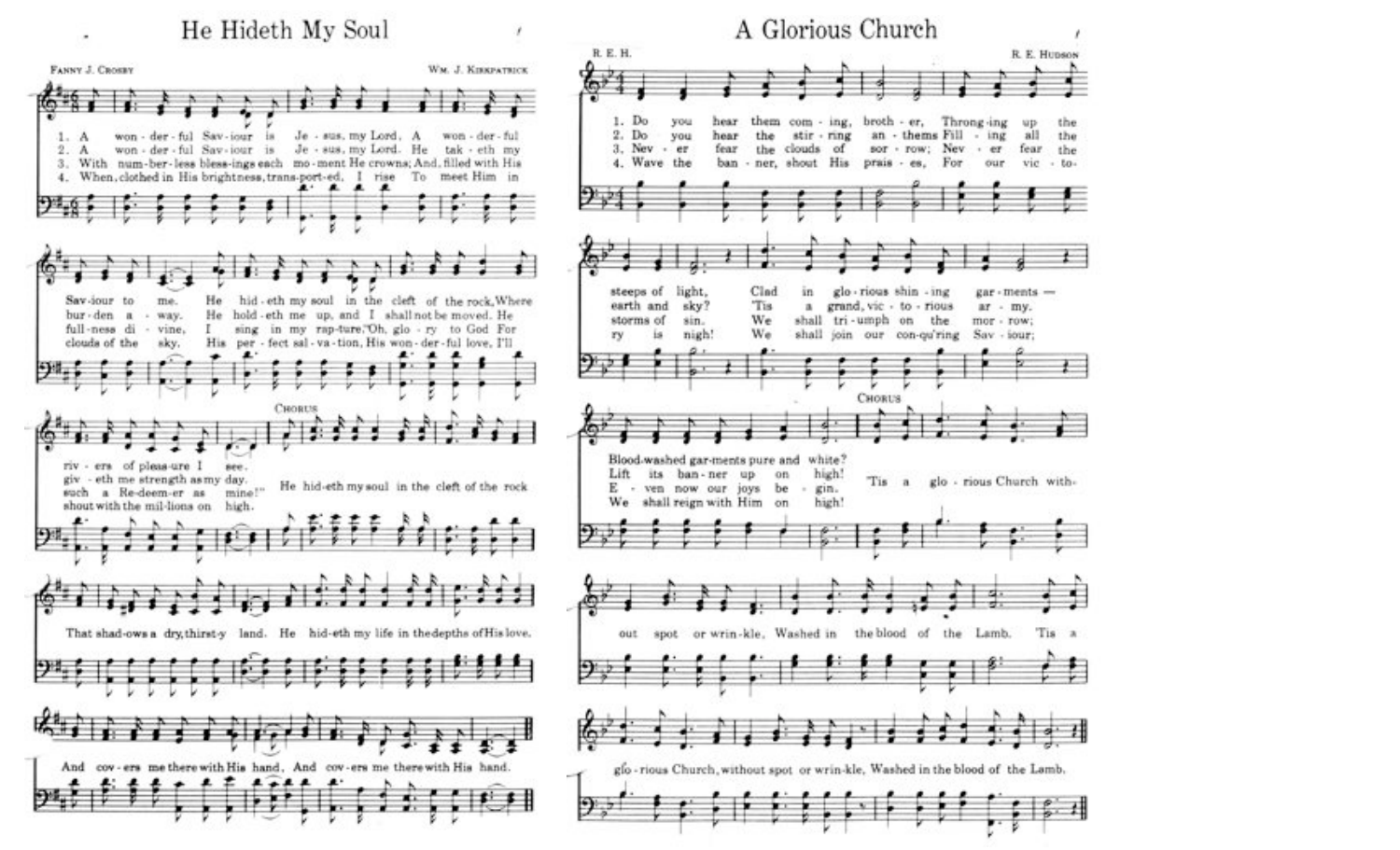# He Hideth My Soul

Fanny J. Crosby — Wm. J. Kirkpatrick

1. A won-der-ful Sav-iour is Je-sus, my Lord, A won-der-ful Sav-iour to me. He hid-eth my soul in the cleft of the rock, Where riv-ers of pleas-ure I see.
2. A won-der-ful Sav-iour is Je-sus, my Lord, He tak-eth my bur-den a-way. He hold-eth me up, and I shall not be moved. He giv-eth me strength as my day.
3. With num-ber-less bless-ings each mo-ment He crowns; And, filled with His full-ness di-vine, I sing in my rap-ture, "Oh, glo-ry to God For such a Re-deem-er as mine!"
4. When, clothed in His brightness, trans-port-ed, I rise To meet Him in clouds of the sky, His per-fect sal-va-tion, His won-der-ful love, I'll shout with the mil-lions on high.

**Chorus**

He hid-eth my soul in the cleft of the rock That shad-ows a dry, thirst-y land. He hid-eth my life in the depths of His love, And cov-ers me there with His hand, And cov-ers me there with His hand.

# A Glorious Church

R. E. H. — R. E. Hudson

1. Do you hear them com-ing, broth-er, Throng-ing up the steeps of light, Clad in glo-rious shin-ing gar-ments — Blood-washed gar-ments pure and white?
2. Do you hear the stir-ring an-thems Fill-ing all the earth and sky? 'Tis a grand, vic-to-rious ar-my. Lift its ban-ner up on high!
3. Nev-er fear the clouds of sor-row; Nev-er fear the storms of sin. We shall tri-umph on the mor-row; E-ven now our joys be-gin.
4. Wave the ban-ner, shout His prais-es, For our vic-to-ry is nigh! We shall join our con-qu'ring Sav-iour; We shall reign with Him on high!

**Chorus**

'Tis a glo-rious Church with-out spot or wrin-kle, Washed in the blood of the Lamb. 'Tis a glo-rious Church, without spot or wrin-kle, Washed in the blood of the Lamb.